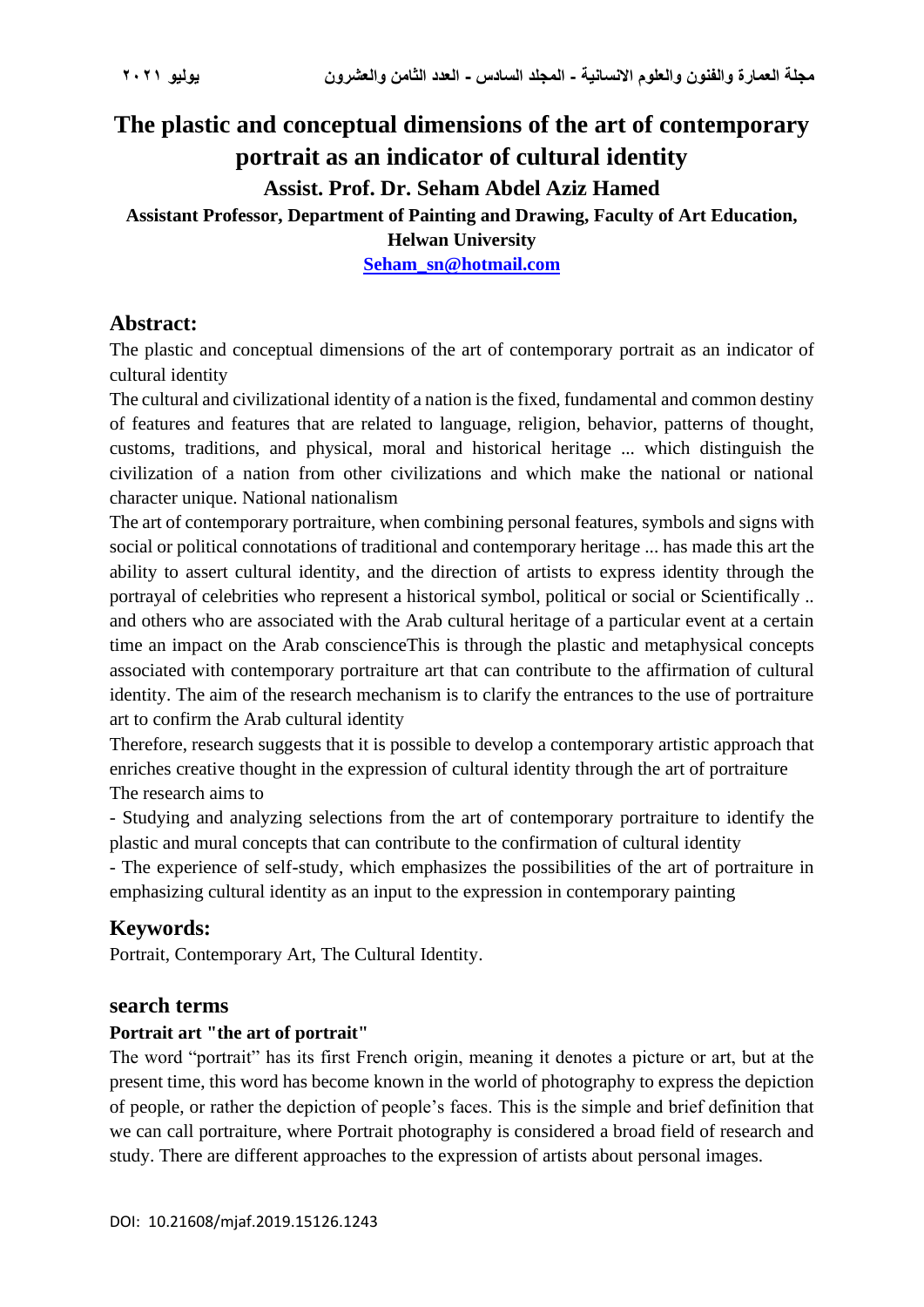# The plastic and conceptual dimensions of the art of contemporary portrait as an indicator of cultural identity

**Assist. Prof. Dr. Seham Abdel Aziz Hamed**

**Assistant Professor, Department of Painting and Drawing, Faculty of Art Education, Helwan University**

**Seham_sn@hotmail.com**

## Abstract:

The plastic and conceptual dimensions of the art of contemporary portrait as an indicator of cultural identity

The cultural and civilizational identity of a nation is the fixed, fundamental and common destiny of features and features that are related to language, religion, behavior, patterns of thought, customs, traditions, and physical, moral and historical heritage ... which distinguish the civilization of a nation from other civilizations and which make the national or national character unique. National nationalism

The art of contemporary portraiture, when combining personal features, symbols and signs with social or political connotations of traditional and contemporary heritage ... has made this art the ability to assert cultural identity, and the direction of artists to express identity through the portrayal of celebrities who represent a historical symbol, political or social or Scientifically .. and others who are associated with the Arab cultural heritage of a particular event at a certain time an impact on the Arab conscienceThis is through the plastic and metaphysical concepts associated with contemporary portraiture art that can contribute to the affirmation of cultural identity. The aim of the research mechanism is to clarify the entrances to the use of portraiture art to confirm the Arab cultural identity

Therefore, research suggests that it is possible to develop a contemporary artistic approach that enriches creative thought in the expression of cultural identity through the art of portraiture

The research aims to

- Studying and analyzing selections from the art of contemporary portraiture to identify the plastic and mural concepts that can contribute to the confirmation of cultural identity
- The experience of self-study, which emphasizes the possibilities of the art of portraiture in emphasizing cultural identity as an input to the expression in contemporary painting

## Keywords:

Portrait, Contemporary Art, The Cultural Identity.

## search terms

### Portrait art "the art of portrait"

The word "portrait" has its first French origin, meaning it denotes a picture or art, but at the present time, this word has become known in the world of photography to express the depiction of people, or rather the depiction of people's faces. This is the simple and brief definition that we can call portraiture, where Portrait photography is considered a broad field of research and study. There are different approaches to the expression of artists about personal images.

DOI: 10.21608/mjaf.2019.15126.1243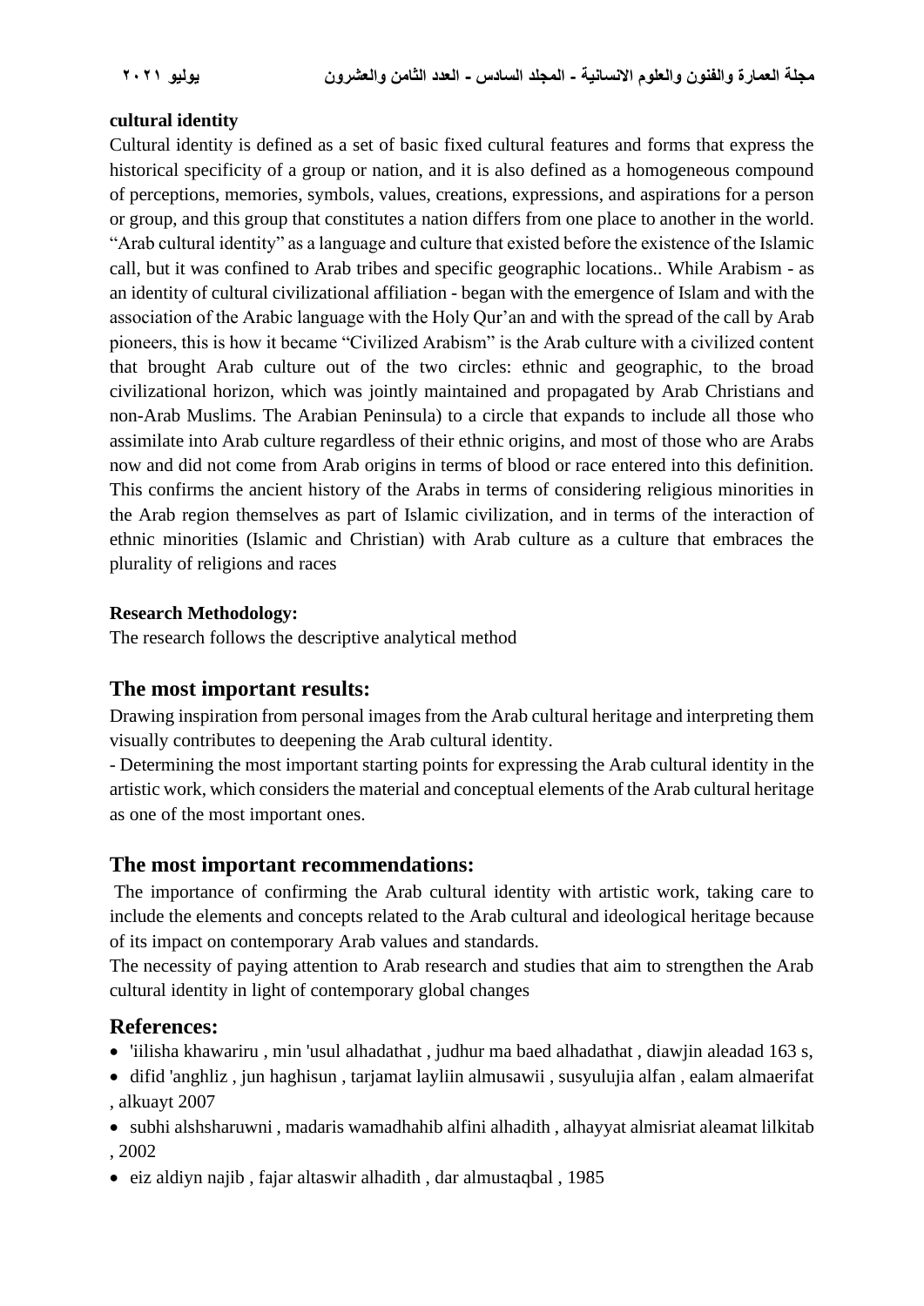**cultural identity**

Cultural identity is defined as a set of basic fixed cultural features and forms that express the historical specificity of a group or nation, and it is also defined as a homogeneous compound of perceptions, memories, symbols, values, creations, expressions, and aspirations for a person or group, and this group that constitutes a nation differs from one place to another in the world. "Arab cultural identity" as a language and culture that existed before the existence of the Islamic call, but it was confined to Arab tribes and specific geographic locations.. While Arabism - as an identity of cultural civilizational affiliation - began with the emergence of Islam and with the association of the Arabic language with the Holy Qur'an and with the spread of the call by Arab pioneers, this is how it became "Civilized Arabism" is the Arab culture with a civilized content that brought Arab culture out of the two circles: ethnic and geographic, to the broad civilizational horizon, which was jointly maintained and propagated by Arab Christians and non-Arab Muslims. The Arabian Peninsula) to a circle that expands to include all those who assimilate into Arab culture regardless of their ethnic origins, and most of those who are Arabs now and did not come from Arab origins in terms of blood or race entered into this definition. This confirms the ancient history of the Arabs in terms of considering religious minorities in the Arab region themselves as part of Islamic civilization, and in terms of the interaction of ethnic minorities (Islamic and Christian) with Arab culture as a culture that embraces the plurality of religions and races

**Research Methodology:**

The research follows the descriptive analytical method

## The most important results:

Drawing inspiration from personal images from the Arab cultural heritage and interpreting them visually contributes to deepening the Arab cultural identity.

- Determining the most important starting points for expressing the Arab cultural identity in the artistic work, which considers the material and conceptual elements of the Arab cultural heritage as one of the most important ones.

## The most important recommendations:

The importance of confirming the Arab cultural identity with artistic work, taking care to include the elements and concepts related to the Arab cultural and ideological heritage because of its impact on contemporary Arab values and standards.

The necessity of paying attention to Arab research and studies that aim to strengthen the Arab cultural identity in light of contemporary global changes

## References:

- 'iilisha khawariru , min 'usul alhadathat , judhur ma baed alhadathat , diawjin aleadad 163 s,
- difid 'anghliz , jun haghisun , tarjamat layliin almusawii , susyulujia alfan , ealam almaerifat , alkuayt 2007
- subhi alshsharuwni , madaris wamadhahib alfini alhadith , alhayyat almisriat aleamat lilkitab , 2002
- eiz aldiyn najib , fajar altaswir alhadith , dar almustaqbal , 1985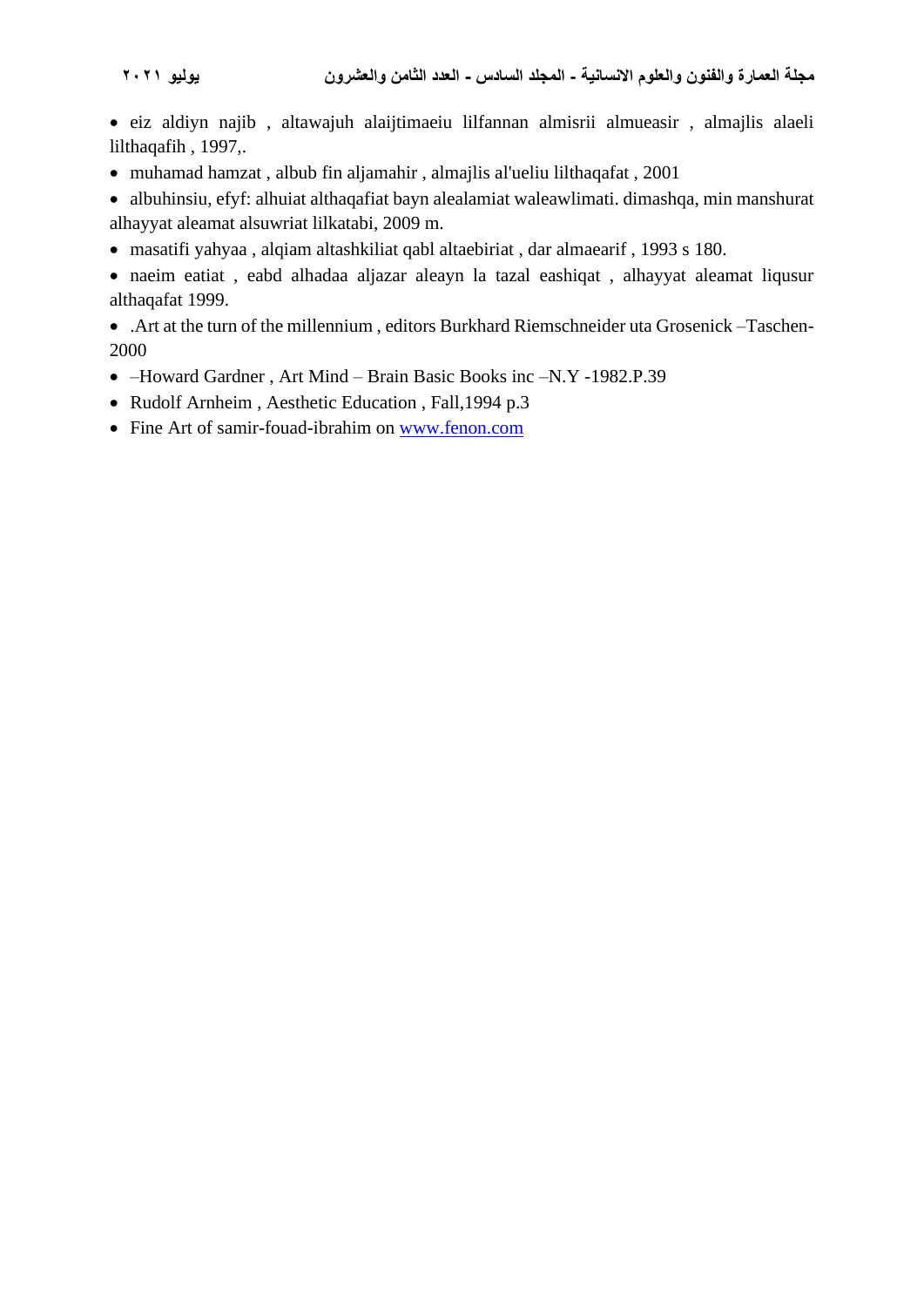- eiz aldiyn najib , altawajuh alaijtimaeiu lilfannan almisrii almueasir , almajlis alaeli lilthaqafih , 1997,.
- muhamad hamzat , albub fin aljamahir , almajlis al'ueliu lilthaqafat , 2001
- albuhinsiu, efyf: alhuiat althaqafiat bayn alealamiat waleawlimati. dimashqa, min manshurat alhayyat aleamat alsuwriat lilkatabi, 2009 m.
- masatifi yahyaa , alqiam altashkiliat qabl altaebiriat , dar almaearif , 1993 s 180.
- naeim eatiat , eabd alhadaa aljazar aleayn la tazal eashiqat , alhayyat aleamat liqusur althaqafat 1999.
- .Art at the turn of the millennium , editors Burkhard Riemschneider uta Grosenick –Taschen-2000
- –Howard Gardner , Art Mind – Brain Basic Books inc –N.Y -1982.P.39
- Rudolf Arnheim , Aesthetic Education , Fall,1994 p.3
- Fine Art of samir-fouad-ibrahim on www.fenon.com